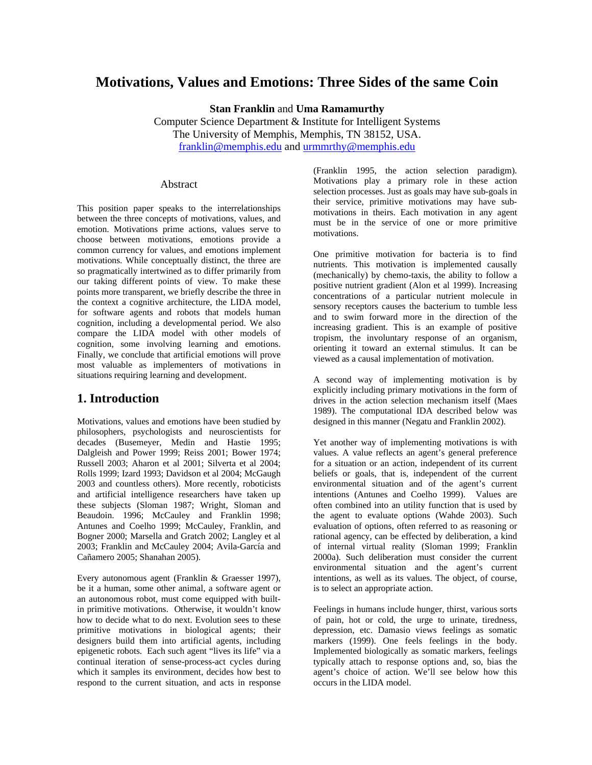# Motivations, Values and Emotions: Three Sides of the same Coin

**Stan Franklin** and **Uma Ramamurthy**

Computer Science Department & Institute for Intelligent Systems
The University of Memphis, Memphis, TN 38152, USA.
franklin@memphis.edu and urmmrthy@memphis.edu

## Abstract

This position paper speaks to the interrelationships between the three concepts of motivations, values, and emotion. Motivations prime actions, values serve to choose between motivations, emotions provide a common currency for values, and emotions implement motivations. While conceptually distinct, the three are so pragmatically intertwined as to differ primarily from our taking different points of view. To make these points more transparent, we briefly describe the three in the context a cognitive architecture, the LIDA model, for software agents and robots that models human cognition, including a developmental period. We also compare the LIDA model with other models of cognition, some involving learning and emotions. Finally, we conclude that artificial emotions will prove most valuable as implementers of motivations in situations requiring learning and development.

## 1. Introduction

Motivations, values and emotions have been studied by philosophers, psychologists and neuroscientists for decades (Busemeyer, Medin and Hastie 1995; Dalgleish and Power 1999; Reiss 2001; Bower 1974; Russell 2003; Aharon et al 2001; Silverta et al 2004; Rolls 1999; Izard 1993; Davidson et al 2004; McGaugh 2003 and countless others). More recently, roboticists and artificial intelligence researchers have taken up these subjects (Sloman 1987; Wright, Sloman and Beaudoin. 1996; McCauley and Franklin 1998; Antunes and Coelho 1999; McCauley, Franklin, and Bogner 2000; Marsella and Gratch 2002; Langley et al 2003; Franklin and McCauley 2004; Avila-García and Cañamero 2005; Shanahan 2005).

Every autonomous agent (Franklin & Graesser 1997), be it a human, some other animal, a software agent or an autonomous robot, must come equipped with built-in primitive motivations. Otherwise, it wouldn't know how to decide what to do next. Evolution sees to these primitive motivations in biological agents; their designers build them into artificial agents, including epigenetic robots. Each such agent "lives its life" via a continual iteration of sense-process-act cycles during which it samples its environment, decides how best to respond to the current situation, and acts in response (Franklin 1995, the action selection paradigm). Motivations play a primary role in these action selection processes. Just as goals may have sub-goals in their service, primitive motivations may have sub-motivations in theirs. Each motivation in any agent must be in the service of one or more primitive motivations.

One primitive motivation for bacteria is to find nutrients. This motivation is implemented causally (mechanically) by chemo-taxis, the ability to follow a positive nutrient gradient (Alon et al 1999). Increasing concentrations of a particular nutrient molecule in sensory receptors causes the bacterium to tumble less and to swim forward more in the direction of the increasing gradient. This is an example of positive tropism, the involuntary response of an organism, orienting it toward an external stimulus. It can be viewed as a causal implementation of motivation.

A second way of implementing motivation is by explicitly including primary motivations in the form of drives in the action selection mechanism itself (Maes 1989). The computational IDA described below was designed in this manner (Negatu and Franklin 2002).

Yet another way of implementing motivations is with values. A value reflects an agent's general preference for a situation or an action, independent of its current beliefs or goals, that is, independent of the current environmental situation and of the agent's current intentions (Antunes and Coelho 1999). Values are often combined into an utility function that is used by the agent to evaluate options (Wahde 2003). Such evaluation of options, often referred to as reasoning or rational agency, can be effected by deliberation, a kind of internal virtual reality (Sloman 1999; Franklin 2000a). Such deliberation must consider the current environmental situation and the agent's current intentions, as well as its values. The object, of course, is to select an appropriate action.

Feelings in humans include hunger, thirst, various sorts of pain, hot or cold, the urge to urinate, tiredness, depression, etc. Damasio views feelings as somatic markers (1999). One feels feelings in the body. Implemented biologically as somatic markers, feelings typically attach to response options and, so, bias the agent's choice of action. We'll see below how this occurs in the LIDA model.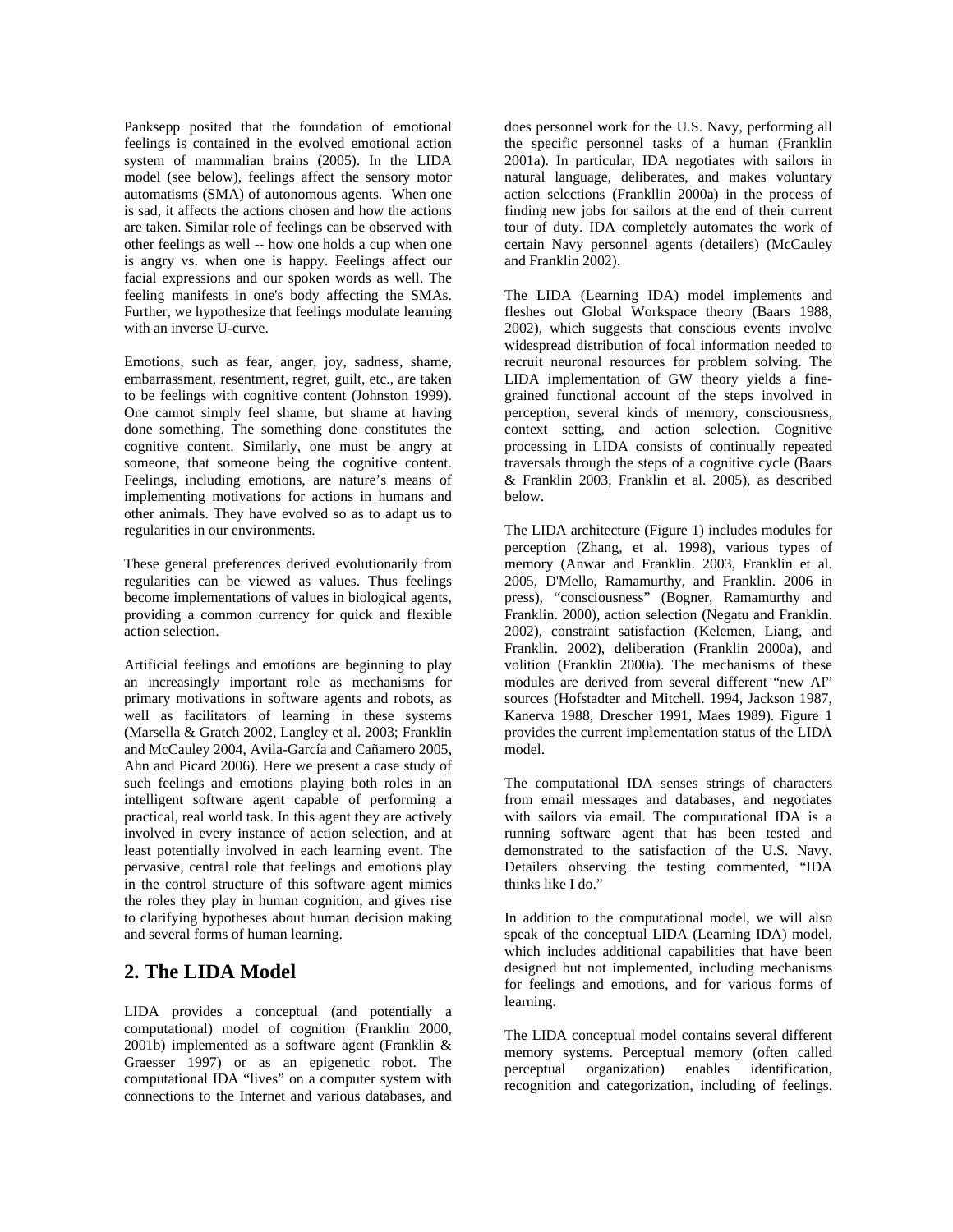Panksepp posited that the foundation of emotional feelings is contained in the evolved emotional action system of mammalian brains (2005). In the LIDA model (see below), feelings affect the sensory motor automatisms (SMA) of autonomous agents. When one is sad, it affects the actions chosen and how the actions are taken. Similar role of feelings can be observed with other feelings as well -- how one holds a cup when one is angry vs. when one is happy. Feelings affect our facial expressions and our spoken words as well. The feeling manifests in one's body affecting the SMAs. Further, we hypothesize that feelings modulate learning with an inverse U-curve.

Emotions, such as fear, anger, joy, sadness, shame, embarrassment, resentment, regret, guilt, etc., are taken to be feelings with cognitive content (Johnston 1999). One cannot simply feel shame, but shame at having done something. The something done constitutes the cognitive content. Similarly, one must be angry at someone, that someone being the cognitive content. Feelings, including emotions, are nature's means of implementing motivations for actions in humans and other animals. They have evolved so as to adapt us to regularities in our environments.

These general preferences derived evolutionarily from regularities can be viewed as values. Thus feelings become implementations of values in biological agents, providing a common currency for quick and flexible action selection.

Artificial feelings and emotions are beginning to play an increasingly important role as mechanisms for primary motivations in software agents and robots, as well as facilitators of learning in these systems (Marsella & Gratch 2002, Langley et al. 2003; Franklin and McCauley 2004, Avila-García and Cañamero 2005, Ahn and Picard 2006). Here we present a case study of such feelings and emotions playing both roles in an intelligent software agent capable of performing a practical, real world task. In this agent they are actively involved in every instance of action selection, and at least potentially involved in each learning event. The pervasive, central role that feelings and emotions play in the control structure of this software agent mimics the roles they play in human cognition, and gives rise to clarifying hypotheses about human decision making and several forms of human learning.

## 2. The LIDA Model

LIDA provides a conceptual (and potentially a computational) model of cognition (Franklin 2000, 2001b) implemented as a software agent (Franklin & Graesser 1997) or as an epigenetic robot. The computational IDA "lives" on a computer system with connections to the Internet and various databases, and does personnel work for the U.S. Navy, performing all the specific personnel tasks of a human (Franklin 2001a). In particular, IDA negotiates with sailors in natural language, deliberates, and makes voluntary action selections (Frankllin 2000a) in the process of finding new jobs for sailors at the end of their current tour of duty. IDA completely automates the work of certain Navy personnel agents (detailers) (McCauley and Franklin 2002).

The LIDA (Learning IDA) model implements and fleshes out Global Workspace theory (Baars 1988, 2002), which suggests that conscious events involve widespread distribution of focal information needed to recruit neuronal resources for problem solving. The LIDA implementation of GW theory yields a fine-grained functional account of the steps involved in perception, several kinds of memory, consciousness, context setting, and action selection. Cognitive processing in LIDA consists of continually repeated traversals through the steps of a cognitive cycle (Baars & Franklin 2003, Franklin et al. 2005), as described below.

The LIDA architecture (Figure 1) includes modules for perception (Zhang, et al. 1998), various types of memory (Anwar and Franklin. 2003, Franklin et al. 2005, D'Mello, Ramamurthy, and Franklin. 2006 in press), "consciousness" (Bogner, Ramamurthy and Franklin. 2000), action selection (Negatu and Franklin. 2002), constraint satisfaction (Kelemen, Liang, and Franklin. 2002), deliberation (Franklin 2000a), and volition (Franklin 2000a). The mechanisms of these modules are derived from several different "new AI" sources (Hofstadter and Mitchell. 1994, Jackson 1987, Kanerva 1988, Drescher 1991, Maes 1989). Figure 1 provides the current implementation status of the LIDA model.

The computational IDA senses strings of characters from email messages and databases, and negotiates with sailors via email. The computational IDA is a running software agent that has been tested and demonstrated to the satisfaction of the U.S. Navy. Detailers observing the testing commented, "IDA thinks like I do."

In addition to the computational model, we will also speak of the conceptual LIDA (Learning IDA) model, which includes additional capabilities that have been designed but not implemented, including mechanisms for feelings and emotions, and for various forms of learning.

The LIDA conceptual model contains several different memory systems. Perceptual memory (often called perceptual organization) enables identification, recognition and categorization, including of feelings.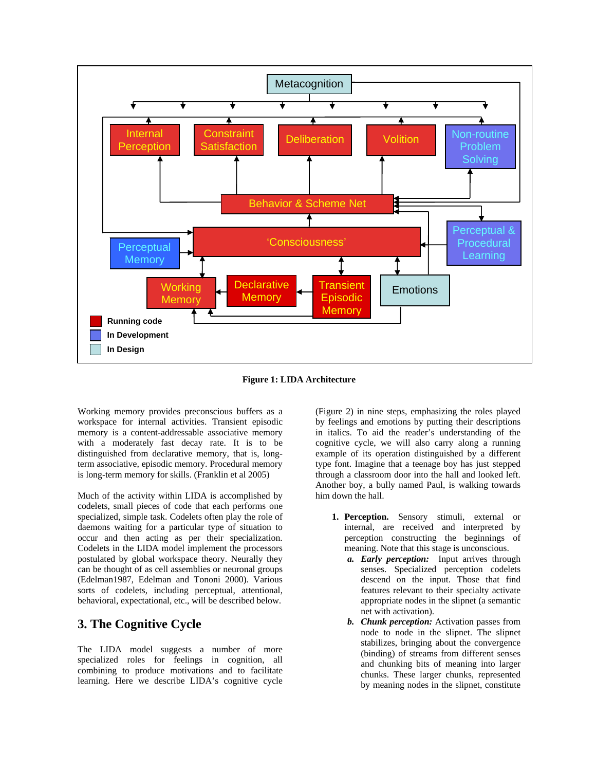**Figure 1: LIDA Architecture**

Working memory provides preconscious buffers as a workspace for internal activities. Transient episodic memory is a content-addressable associative memory with a moderately fast decay rate. It is to be distinguished from declarative memory, that is, long-term associative, episodic memory. Procedural memory is long-term memory for skills. (Franklin et al 2005)

Much of the activity within LIDA is accomplished by codelets, small pieces of code that each performs one specialized, simple task. Codelets often play the role of daemons waiting for a particular type of situation to occur and then acting as per their specialization. Codelets in the LIDA model implement the processors postulated by global workspace theory. Neurally they can be thought of as cell assemblies or neuronal groups (Edelman1987, Edelman and Tononi 2000). Various sorts of codelets, including perceptual, attentional, behavioral, expectational, etc., will be described below.

## 3. The Cognitive Cycle

The LIDA model suggests a number of more specialized roles for feelings in cognition, all combining to produce motivations and to facilitate learning. Here we describe LIDA's cognitive cycle (Figure 2) in nine steps, emphasizing the roles played by feelings and emotions by putting their descriptions in italics. To aid the reader's understanding of the cognitive cycle, we will also carry along a running example of its operation distinguished by a different type font. Imagine that a teenage boy has just stepped through a classroom door into the hall and looked left. Another boy, a bully named Paul, is walking towards him down the hall.

1. **Perception.** Sensory stimuli, external or internal, are received and interpreted by perception constructing the beginnings of meaning. Note that this stage is unconscious.
   a. ***Early perception:*** Input arrives through senses. Specialized perception codelets descend on the input. Those that find features relevant to their specialty activate appropriate nodes in the slipnet (a semantic net with activation).
   b. ***Chunk perception:*** Activation passes from node to node in the slipnet. The slipnet stabilizes, bringing about the convergence (binding) of streams from different senses and chunking bits of meaning into larger chunks. These larger chunks, represented by meaning nodes in the slipnet, constitute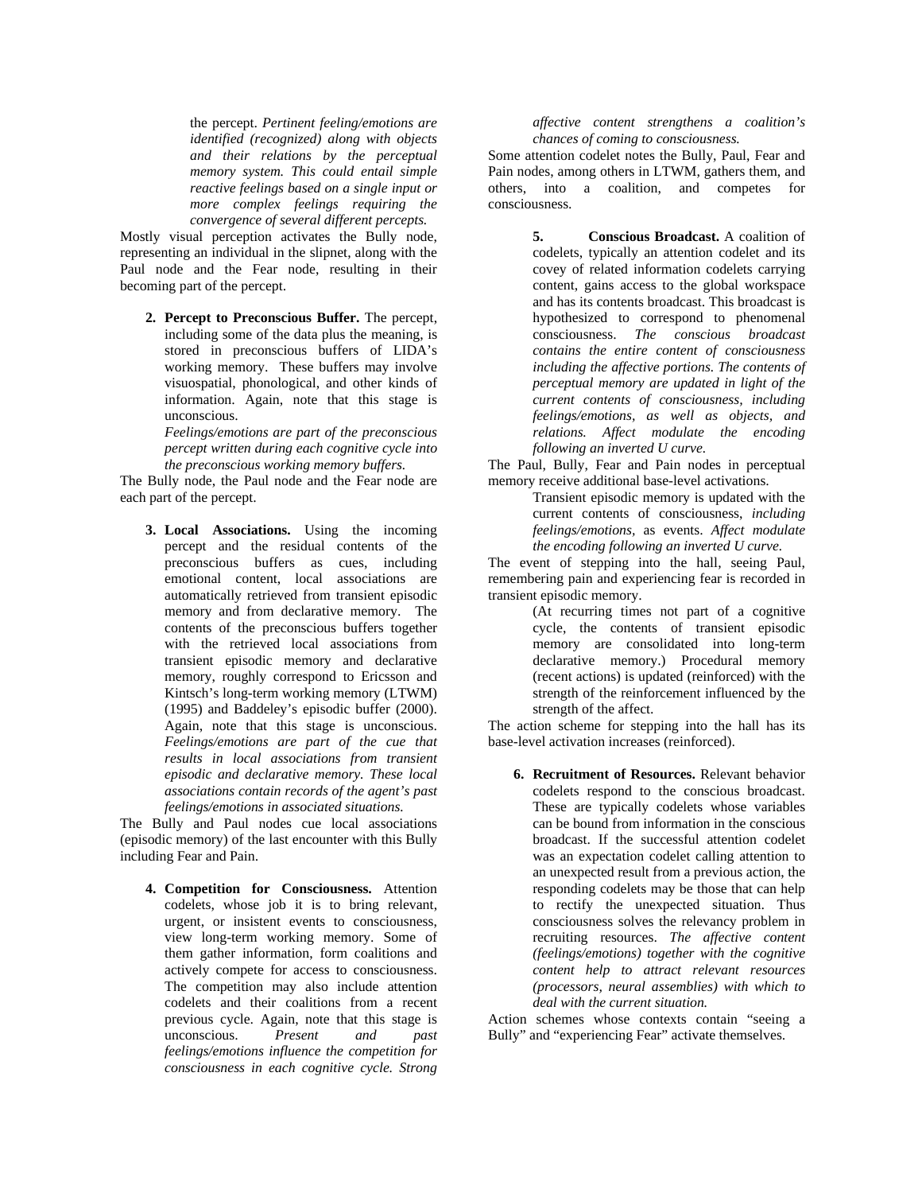the percept. *Pertinent feeling/emotions are identified (recognized) along with objects and their relations by the perceptual memory system. This could entail simple reactive feelings based on a single input or more complex feelings requiring the convergence of several different percepts.*

Mostly visual perception activates the Bully node, representing an individual in the slipnet, along with the Paul node and the Fear node, resulting in their becoming part of the percept.

2. **Percept to Preconscious Buffer.** The percept, including some of the data plus the meaning, is stored in preconscious buffers of LIDA's working memory. These buffers may involve visuospatial, phonological, and other kinds of information. Again, note that this stage is unconscious.
   *Feelings/emotions are part of the preconscious percept written during each cognitive cycle into the preconscious working memory buffers.*

The Bully node, the Paul node and the Fear node are each part of the percept.

3. **Local Associations.** Using the incoming percept and the residual contents of the preconscious buffers as cues, including emotional content, local associations are automatically retrieved from transient episodic memory and from declarative memory. The contents of the preconscious buffers together with the retrieved local associations from transient episodic memory and declarative memory, roughly correspond to Ericsson and Kintsch's long-term working memory (LTWM) (1995) and Baddeley's episodic buffer (2000). Again, note that this stage is unconscious. *Feelings/emotions are part of the cue that results in local associations from transient episodic and declarative memory. These local associations contain records of the agent's past feelings/emotions in associated situations.*

The Bully and Paul nodes cue local associations (episodic memory) of the last encounter with this Bully including Fear and Pain.

4. **Competition for Consciousness.** Attention codelets, whose job it is to bring relevant, urgent, or insistent events to consciousness, view long-term working memory. Some of them gather information, form coalitions and actively compete for access to consciousness. The competition may also include attention codelets and their coalitions from a recent previous cycle. Again, note that this stage is unconscious. *Present and past feelings/emotions influence the competition for consciousness in each cognitive cycle. Strong affective content strengthens a coalition's chances of coming to consciousness.*

Some attention codelet notes the Bully, Paul, Fear and Pain nodes, among others in LTWM, gathers them, and others, into a coalition, and competes for consciousness.

5. **Conscious Broadcast.** A coalition of codelets, typically an attention codelet and its covey of related information codelets carrying content, gains access to the global workspace and has its contents broadcast. This broadcast is hypothesized to correspond to phenomenal consciousness. *The conscious broadcast contains the entire content of consciousness including the affective portions. The contents of perceptual memory are updated in light of the current contents of consciousness, including feelings/emotions, as well as objects, and relations. Affect modulate the encoding following an inverted U curve.*

The Paul, Bully, Fear and Pain nodes in perceptual memory receive additional base-level activations.

   Transient episodic memory is updated with the current contents of consciousness, *including feelings/emotions*, as events. *Affect modulate the encoding following an inverted U curve.*

The event of stepping into the hall, seeing Paul, remembering pain and experiencing fear is recorded in transient episodic memory.

   (At recurring times not part of a cognitive cycle, the contents of transient episodic memory are consolidated into long-term declarative memory.) Procedural memory (recent actions) is updated (reinforced) with the strength of the reinforcement influenced by the strength of the affect.

The action scheme for stepping into the hall has its base-level activation increases (reinforced).

6. **Recruitment of Resources.** Relevant behavior codelets respond to the conscious broadcast. These are typically codelets whose variables can be bound from information in the conscious broadcast. If the successful attention codelet was an expectation codelet calling attention to an unexpected result from a previous action, the responding codelets may be those that can help to rectify the unexpected situation. Thus consciousness solves the relevancy problem in recruiting resources. *The affective content (feelings/emotions) together with the cognitive content help to attract relevant resources (processors, neural assemblies) with which to deal with the current situation.*

Action schemes whose contexts contain "seeing a Bully" and "experiencing Fear" activate themselves.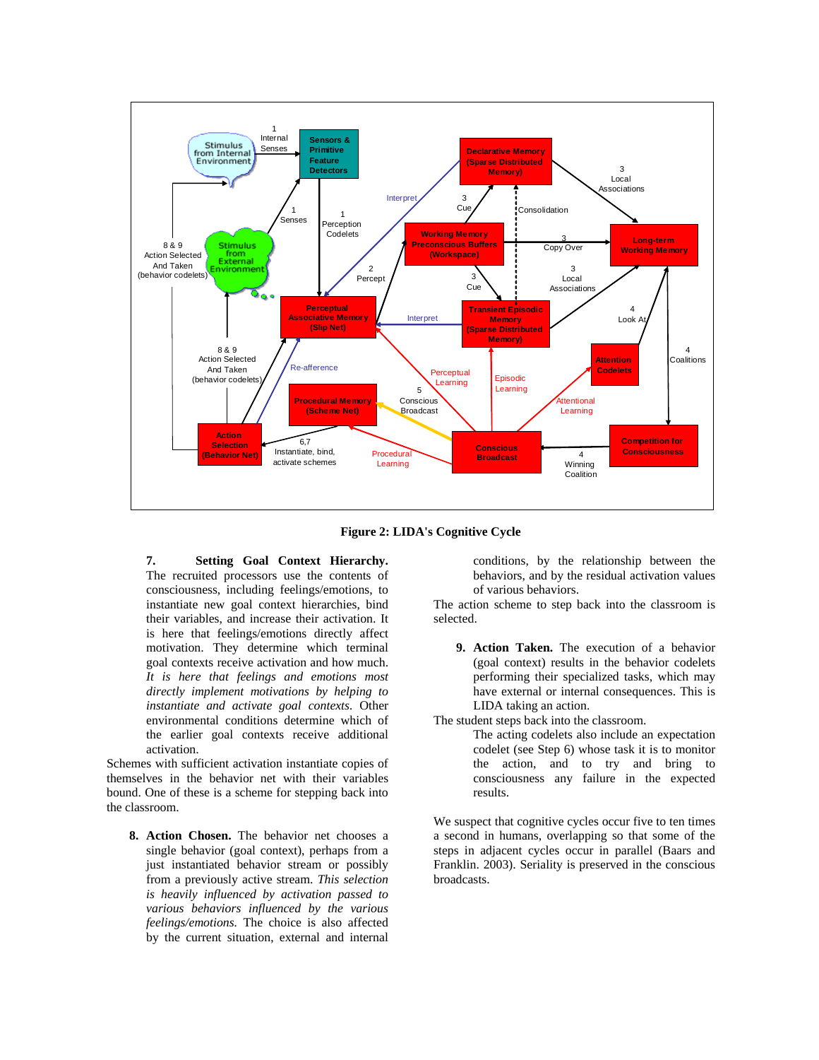**Figure 2: LIDA's Cognitive Cycle**

7. **Setting Goal Context Hierarchy.** The recruited processors use the contents of consciousness, including feelings/emotions, to instantiate new goal context hierarchies, bind their variables, and increase their activation. It is here that feelings/emotions directly affect motivation. They determine which terminal goal contexts receive activation and how much. *It is here that feelings and emotions most directly implement motivations by helping to instantiate and activate goal contexts.* Other environmental conditions determine which of the earlier goal contexts receive additional activation.

Schemes with sufficient activation instantiate copies of themselves in the behavior net with their variables bound. One of these is a scheme for stepping back into the classroom.

8. **Action Chosen.** The behavior net chooses a single behavior (goal context), perhaps from a just instantiated behavior stream or possibly from a previously active stream. *This selection is heavily influenced by activation passed to various behaviors influenced by the various feelings/emotions.* The choice is also affected by the current situation, external and internal conditions, by the relationship between the behaviors, and by the residual activation values of various behaviors.

The action scheme to step back into the classroom is selected.

9. **Action Taken.** The execution of a behavior (goal context) results in the behavior codelets performing their specialized tasks, which may have external or internal consequences. This is LIDA taking an action.

The student steps back into the classroom.

The acting codelets also include an expectation codelet (see Step 6) whose task it is to monitor the action, and to try and bring to consciousness any failure in the expected results.

We suspect that cognitive cycles occur five to ten times a second in humans, overlapping so that some of the steps in adjacent cycles occur in parallel (Baars and Franklin. 2003). Seriality is preserved in the conscious broadcasts.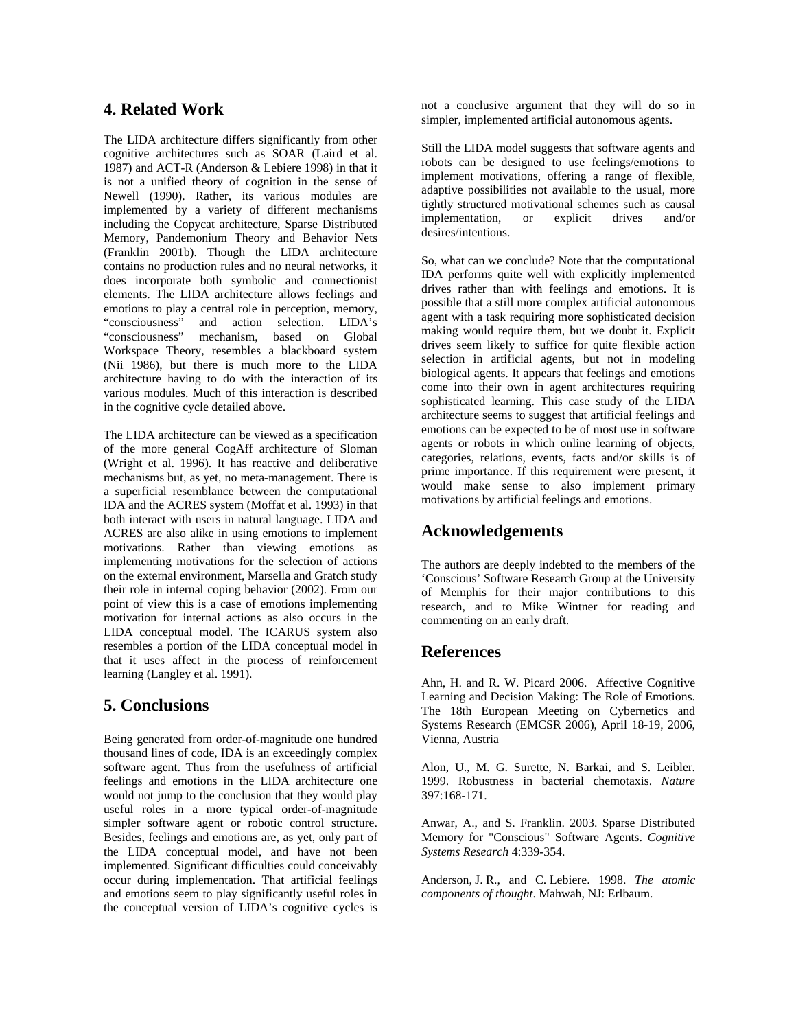## 4. Related Work

The LIDA architecture differs significantly from other cognitive architectures such as SOAR (Laird et al. 1987) and ACT-R (Anderson & Lebiere 1998) in that it is not a unified theory of cognition in the sense of Newell (1990). Rather, its various modules are implemented by a variety of different mechanisms including the Copycat architecture, Sparse Distributed Memory, Pandemonium Theory and Behavior Nets (Franklin 2001b). Though the LIDA architecture contains no production rules and no neural networks, it does incorporate both symbolic and connectionist elements. The LIDA architecture allows feelings and emotions to play a central role in perception, memory, "consciousness" and action selection. LIDA's "consciousness" mechanism, based on Global Workspace Theory, resembles a blackboard system (Nii 1986), but there is much more to the LIDA architecture having to do with the interaction of its various modules. Much of this interaction is described in the cognitive cycle detailed above.

The LIDA architecture can be viewed as a specification of the more general CogAff architecture of Sloman (Wright et al. 1996). It has reactive and deliberative mechanisms but, as yet, no meta-management. There is a superficial resemblance between the computational IDA and the ACRES system (Moffat et al. 1993) in that both interact with users in natural language. LIDA and ACRES are also alike in using emotions to implement motivations. Rather than viewing emotions as implementing motivations for the selection of actions on the external environment, Marsella and Gratch study their role in internal coping behavior (2002). From our point of view this is a case of emotions implementing motivation for internal actions as also occurs in the LIDA conceptual model. The ICARUS system also resembles a portion of the LIDA conceptual model in that it uses affect in the process of reinforcement learning (Langley et al. 1991).

## 5. Conclusions

Being generated from order-of-magnitude one hundred thousand lines of code, IDA is an exceedingly complex software agent. Thus from the usefulness of artificial feelings and emotions in the LIDA architecture one would not jump to the conclusion that they would play useful roles in a more typical order-of-magnitude simpler software agent or robotic control structure. Besides, feelings and emotions are, as yet, only part of the LIDA conceptual model, and have not been implemented. Significant difficulties could conceivably occur during implementation. That artificial feelings and emotions seem to play significantly useful roles in the conceptual version of LIDA's cognitive cycles is not a conclusive argument that they will do so in simpler, implemented artificial autonomous agents.

Still the LIDA model suggests that software agents and robots can be designed to use feelings/emotions to implement motivations, offering a range of flexible, adaptive possibilities not available to the usual, more tightly structured motivational schemes such as causal implementation, or explicit drives and/or desires/intentions.

So, what can we conclude? Note that the computational IDA performs quite well with explicitly implemented drives rather than with feelings and emotions. It is possible that a still more complex artificial autonomous agent with a task requiring more sophisticated decision making would require them, but we doubt it. Explicit drives seem likely to suffice for quite flexible action selection in artificial agents, but not in modeling biological agents. It appears that feelings and emotions come into their own in agent architectures requiring sophisticated learning. This case study of the LIDA architecture seems to suggest that artificial feelings and emotions can be expected to be of most use in software agents or robots in which online learning of objects, categories, relations, events, facts and/or skills is of prime importance. If this requirement were present, it would make sense to also implement primary motivations by artificial feelings and emotions.

## Acknowledgements

The authors are deeply indebted to the members of the 'Conscious' Software Research Group at the University of Memphis for their major contributions to this research, and to Mike Wintner for reading and commenting on an early draft.

## References

Ahn, H. and R. W. Picard 2006. Affective Cognitive Learning and Decision Making: The Role of Emotions. The 18th European Meeting on Cybernetics and Systems Research (EMCSR 2006), April 18-19, 2006, Vienna, Austria

Alon, U., M. G. Surette, N. Barkai, and S. Leibler. 1999. Robustness in bacterial chemotaxis. *Nature* 397:168-171.

Anwar, A., and S. Franklin. 2003. Sparse Distributed Memory for "Conscious" Software Agents. *Cognitive Systems Research* 4:339-354.

Anderson, J. R., and C. Lebiere. 1998. *The atomic components of thought*. Mahwah, NJ: Erlbaum.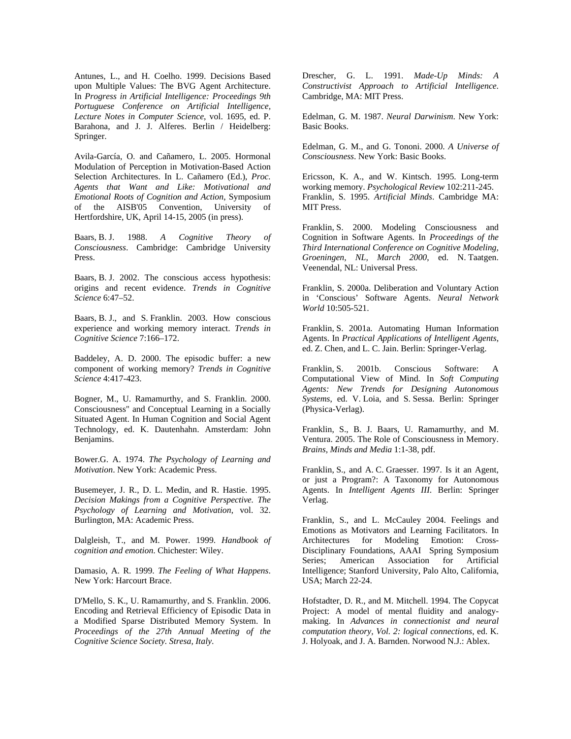Antunes, L., and H. Coelho. 1999. Decisions Based upon Multiple Values: The BVG Agent Architecture. In *Progress in Artificial Intelligence: Proceedings 9th Portuguese Conference on Artificial Intelligence, Lecture Notes in Computer Science*, vol. 1695, ed. P. Barahona, and J. J. Alferes. Berlin / Heidelberg: Springer.

Avila-García, O. and Cañamero, L. 2005. Hormonal Modulation of Perception in Motivation-Based Action Selection Architectures. In L. Cañamero (Ed.), *Proc. Agents that Want and Like: Motivational and Emotional Roots of Cognition and Action,* Symposium of the AISB'05 Convention, University of Hertfordshire, UK, April 14-15, 2005 (in press).

Baars, B. J. 1988. *A Cognitive Theory of Consciousness*. Cambridge: Cambridge University Press.

Baars, B. J. 2002. The conscious access hypothesis: origins and recent evidence. *Trends in Cognitive Science* 6:47–52.

Baars, B. J., and S. Franklin. 2003. How conscious experience and working memory interact. *Trends in Cognitive Science* 7:166–172.

Baddeley, A. D. 2000. The episodic buffer: a new component of working memory? *Trends in Cognitive Science* 4:417-423.

Bogner, M., U. Ramamurthy, and S. Franklin. 2000. Consciousness" and Conceptual Learning in a Socially Situated Agent. In Human Cognition and Social Agent Technology, ed. K. Dautenhahn. Amsterdam: John Benjamins.

Bower.G. A. 1974. *The Psychology of Learning and Motivation*. New York: Academic Press.

Busemeyer, J. R., D. L. Medin, and R. Hastie. 1995. *Decision Makings from a Cognitive Perspective. The Psychology of Learning and Motivation*, vol. 32. Burlington, MA: Academic Press.

Dalgleish, T., and M. Power. 1999. *Handbook of cognition and emotion*. Chichester: Wiley.

Damasio, A. R. 1999. *The Feeling of What Happens*. New York: Harcourt Brace.

D'Mello, S. K., U. Ramamurthy, and S. Franklin. 2006. Encoding and Retrieval Efficiency of Episodic Data in a Modified Sparse Distributed Memory System. In *Proceedings of the 27th Annual Meeting of the Cognitive Science Society. Stresa, Italy*.

Drescher, G. L. 1991. *Made-Up Minds: A Constructivist Approach to Artificial Intelligence*. Cambridge, MA: MIT Press.

Edelman, G. M. 1987. *Neural Darwinism*. New York: Basic Books.

Edelman, G. M., and G. Tononi. 2000. *A Universe of Consciousness*. New York: Basic Books.

Ericsson, K. A., and W. Kintsch. 1995. Long-term working memory. *Psychological Review* 102:211-245.

Franklin, S. 1995. *Artificial Minds*. Cambridge MA: MIT Press.

Franklin, S. 2000. Modeling Consciousness and Cognition in Software Agents. In *Proceedings of the Third International Conference on Cognitive Modeling, Groeningen, NL, March 2000*, ed. N. Taatgen. Veenendal, NL: Universal Press.

Franklin, S. 2000a. Deliberation and Voluntary Action in 'Conscious' Software Agents. *Neural Network World* 10:505-521.

Franklin, S. 2001a. Automating Human Information Agents. In *Practical Applications of Intelligent Agents*, ed. Z. Chen, and L. C. Jain. Berlin: Springer-Verlag.

Franklin, S. 2001b. Conscious Software: A Computational View of Mind. In *Soft Computing Agents: New Trends for Designing Autonomous Systems*, ed. V. Loia, and S. Sessa. Berlin: Springer (Physica-Verlag).

Franklin, S., B. J. Baars, U. Ramamurthy, and M. Ventura. 2005. The Role of Consciousness in Memory. *Brains, Minds and Media* 1:1-38, pdf.

Franklin, S., and A. C. Graesser. 1997. Is it an Agent, or just a Program?: A Taxonomy for Autonomous Agents. In *Intelligent Agents III*. Berlin: Springer Verlag.

Franklin, S., and L. McCauley 2004. Feelings and Emotions as Motivators and Learning Facilitators. In Architectures for Modeling Emotion: Cross-Disciplinary Foundations, AAAI Spring Symposium Series; American Association for Artificial Intelligence; Stanford University, Palo Alto, California, USA; March 22-24.

Hofstadter, D. R., and M. Mitchell. 1994. The Copycat Project: A model of mental fluidity and analogy-making. In *Advances in connectionist and neural computation theory, Vol. 2: logical connections*, ed. K. J. Holyoak, and J. A. Barnden. Norwood N.J.: Ablex.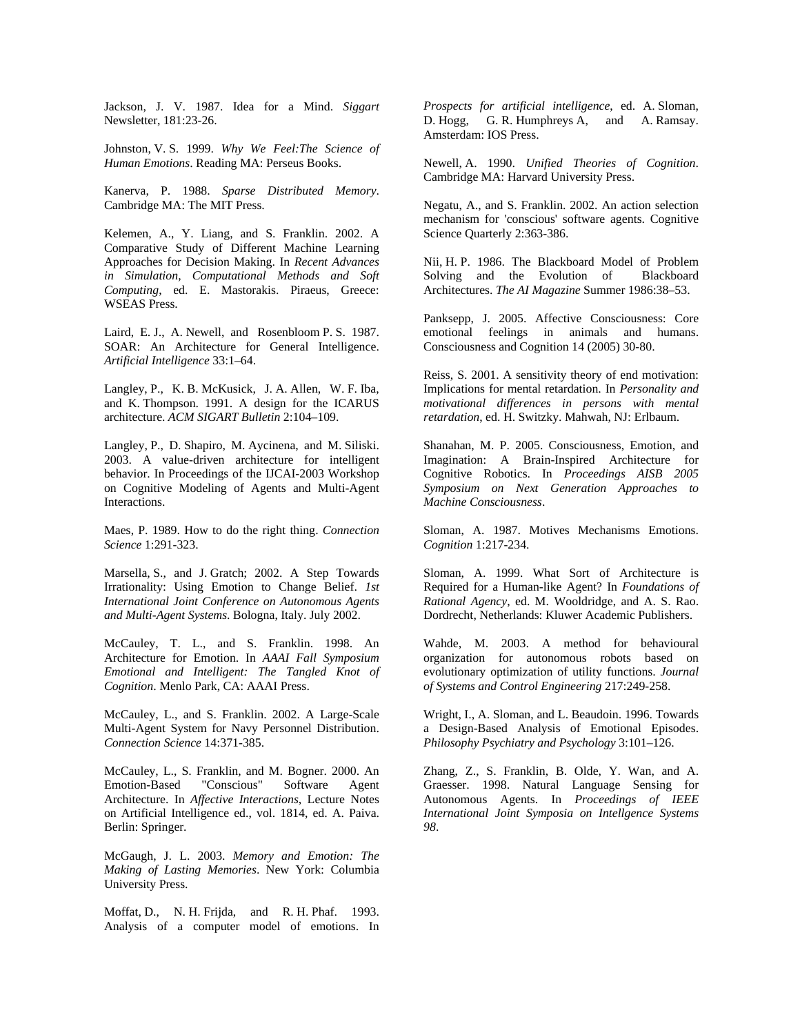Jackson, J. V. 1987. Idea for a Mind. *Siggart* Newsletter, 181:23-26.

Johnston, V. S. 1999. *Why We Feel:The Science of Human Emotions*. Reading MA: Perseus Books.

Kanerva, P. 1988. *Sparse Distributed Memory*. Cambridge MA: The MIT Press.

Kelemen, A., Y. Liang, and S. Franklin. 2002. A Comparative Study of Different Machine Learning Approaches for Decision Making. In *Recent Advances in Simulation, Computational Methods and Soft Computing*, ed. E. Mastorakis. Piraeus, Greece: WSEAS Press.

Laird, E. J., A. Newell, and Rosenbloom P. S. 1987. SOAR: An Architecture for General Intelligence. *Artificial Intelligence* 33:1–64.

Langley, P., K. B. McKusick, J. A. Allen, W. F. Iba, and K. Thompson. 1991. A design for the ICARUS architecture. *ACM SIGART Bulletin* 2:104–109.

Langley, P., D. Shapiro, M. Aycinena, and M. Siliski. 2003. A value-driven architecture for intelligent behavior. In Proceedings of the IJCAI-2003 Workshop on Cognitive Modeling of Agents and Multi-Agent Interactions.

Maes, P. 1989. How to do the right thing. *Connection Science* 1:291-323.

Marsella, S., and J. Gratch; 2002. A Step Towards Irrationality: Using Emotion to Change Belief. *1st International Joint Conference on Autonomous Agents and Multi-Agent Systems*. Bologna, Italy. July 2002.

McCauley, T. L., and S. Franklin. 1998. An Architecture for Emotion. In *AAAI Fall Symposium Emotional and Intelligent: The Tangled Knot of Cognition*. Menlo Park, CA: AAAI Press.

McCauley, L., and S. Franklin. 2002. A Large-Scale Multi-Agent System for Navy Personnel Distribution. *Connection Science* 14:371-385.

McCauley, L., S. Franklin, and M. Bogner. 2000. An Emotion-Based "Conscious" Software Agent Architecture. In *Affective Interactions*, Lecture Notes on Artificial Intelligence ed., vol. 1814, ed. A. Paiva. Berlin: Springer.

McGaugh, J. L. 2003. *Memory and Emotion: The Making of Lasting Memories*. New York: Columbia University Press.

Moffat, D., N. H. Frijda, and R. H. Phaf. 1993. Analysis of a computer model of emotions. In *Prospects for artificial intelligence*, ed. A. Sloman, D. Hogg, G. R. Humphreys A, and A. Ramsay. Amsterdam: IOS Press.

Newell, A. 1990. *Unified Theories of Cognition*. Cambridge MA: Harvard University Press.

Negatu, A., and S. Franklin. 2002. An action selection mechanism for 'conscious' software agents. Cognitive Science Quarterly 2:363-386.

Nii, H. P. 1986. The Blackboard Model of Problem Solving and the Evolution of Blackboard Architectures. *The AI Magazine* Summer 1986:38–53.

Panksepp, J. 2005. Affective Consciousness: Core emotional feelings in animals and humans. Consciousness and Cognition 14 (2005) 30-80.

Reiss, S. 2001. A sensitivity theory of end motivation: Implications for mental retardation. In *Personality and motivational differences in persons with mental retardation*, ed. H. Switzky. Mahwah, NJ: Erlbaum.

Shanahan, M. P. 2005. Consciousness, Emotion, and Imagination: A Brain-Inspired Architecture for Cognitive Robotics. In *Proceedings AISB 2005 Symposium on Next Generation Approaches to Machine Consciousness*.

Sloman, A. 1987. Motives Mechanisms Emotions. *Cognition* 1:217-234.

Sloman, A. 1999. What Sort of Architecture is Required for a Human-like Agent? In *Foundations of Rational Agency*, ed. M. Wooldridge, and A. S. Rao. Dordrecht, Netherlands: Kluwer Academic Publishers.

Wahde, M. 2003. A method for behavioural organization for autonomous robots based on evolutionary optimization of utility functions. *Journal of Systems and Control Engineering* 217:249-258.

Wright, I., A. Sloman, and L. Beaudoin. 1996. Towards a Design-Based Analysis of Emotional Episodes. *Philosophy Psychiatry and Psychology* 3:101–126.

Zhang, Z., S. Franklin, B. Olde, Y. Wan, and A. Graesser. 1998. Natural Language Sensing for Autonomous Agents. In *Proceedings of IEEE International Joint Symposia on Intellgence Systems 98*.